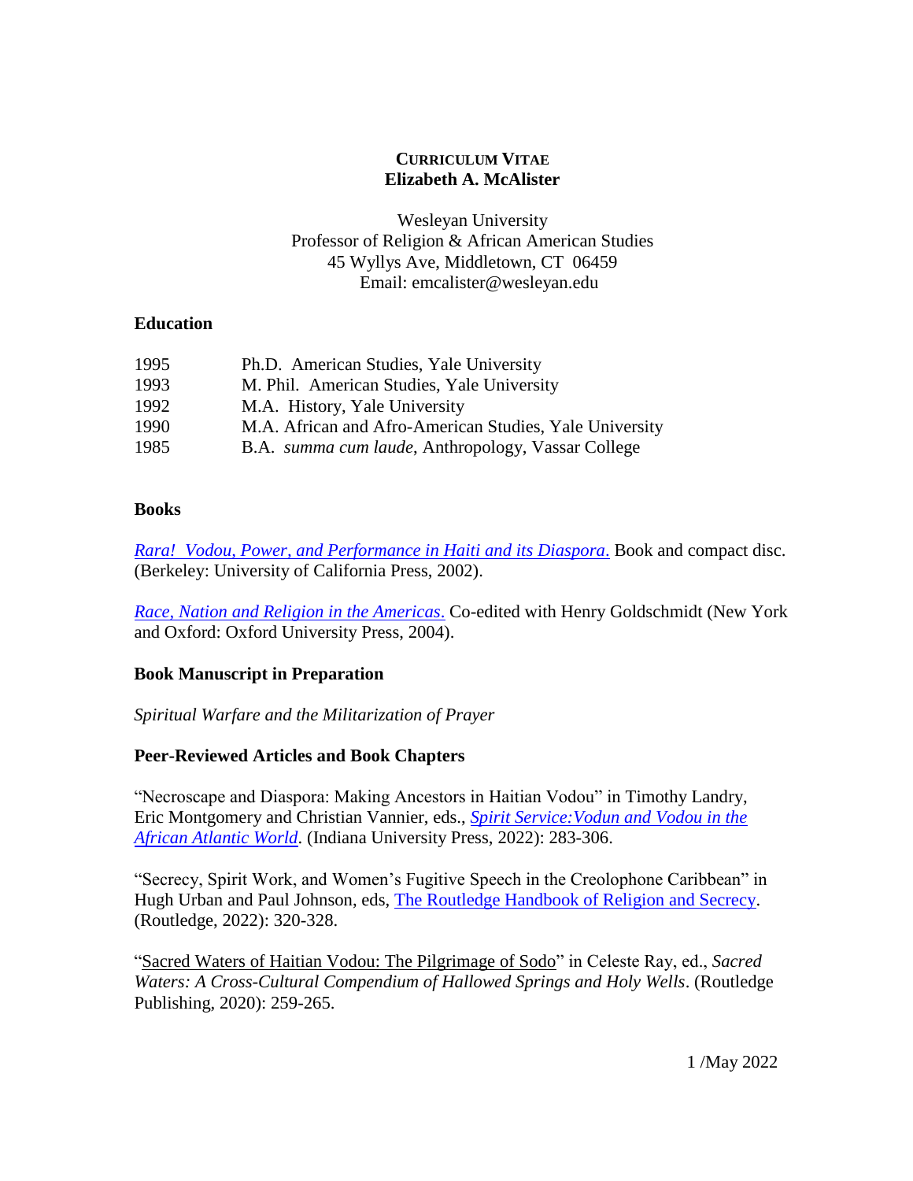**CURRICULUM VITAE**
**Elizabeth A. McAlister**

Wesleyan University
Professor of Religion & African American Studies
45 Wyllys Ave, Middletown, CT 06459
Email: emcalister@wesleyan.edu

## Education

| | |
|---|---|
| 1995 | Ph.D. American Studies, Yale University |
| 1993 | M. Phil. American Studies, Yale University |
| 1992 | M.A. History, Yale University |
| 1990 | M.A. African and Afro-American Studies, Yale University |
| 1985 | B.A. *summa cum laude*, Anthropology, Vassar College |

## Books

*Rara! Vodou, Power, and Performance in Haiti and its Diaspora*. Book and compact disc. (Berkeley: University of California Press, 2002).

*Race, Nation and Religion in the Americas*. Co-edited with Henry Goldschmidt (New York and Oxford: Oxford University Press, 2004).

## Book Manuscript in Preparation

*Spiritual Warfare and the Militarization of Prayer*

## Peer-Reviewed Articles and Book Chapters

"Necroscape and Diaspora: Making Ancestors in Haitian Vodou" in Timothy Landry, Eric Montgomery and Christian Vannier, eds., *Spirit Service:Vodun and Vodou in the African Atlantic World*. (Indiana University Press, 2022): 283-306.

"Secrecy, Spirit Work, and Women's Fugitive Speech in the Creolophone Caribbean" in Hugh Urban and Paul Johnson, eds, The Routledge Handbook of Religion and Secrecy. (Routledge, 2022): 320-328.

"Sacred Waters of Haitian Vodou: The Pilgrimage of Sodo" in Celeste Ray, ed., *Sacred Waters: A Cross-Cultural Compendium of Hallowed Springs and Holy Wells*. (Routledge Publishing, 2020): 259-265.

1 /May 2022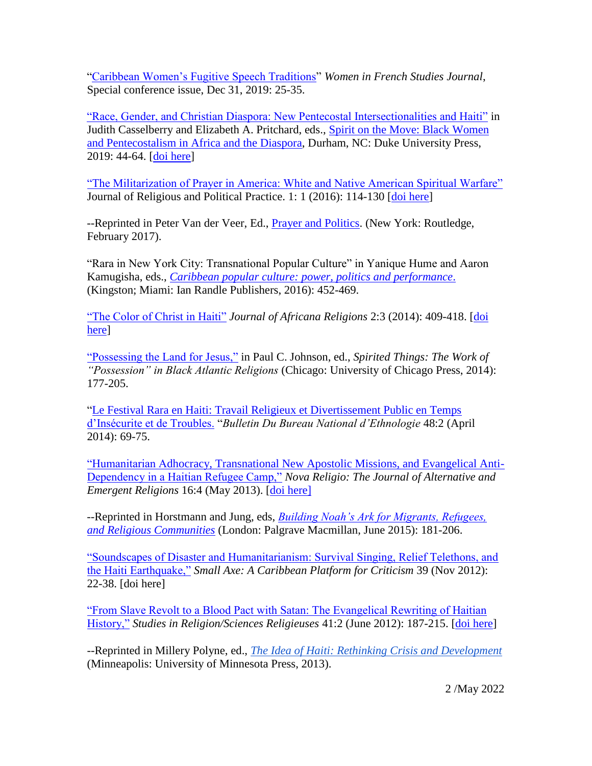"Caribbean Women's Fugitive Speech Traditions" *Women in French Studies Journal*, Special conference issue, Dec 31, 2019: 25-35.

"Race, Gender, and Christian Diaspora: New Pentecostal Intersectionalities and Haiti" in Judith Casselberry and Elizabeth A. Pritchard, eds., Spirit on the Move: Black Women and Pentecostalism in Africa and the Diaspora, Durham, NC: Duke University Press, 2019: 44-64. [doi here]

"The Militarization of Prayer in America: White and Native American Spiritual Warfare" Journal of Religious and Political Practice. 1: 1 (2016): 114-130 [doi here]

--Reprinted in Peter Van der Veer, Ed., Prayer and Politics. (New York: Routledge, February 2017).

"Rara in New York City: Transnational Popular Culture" in Yanique Hume and Aaron Kamugisha, eds., *Caribbean popular culture: power, politics and performance.* (Kingston; Miami: Ian Randle Publishers, 2016): 452-469.

"The Color of Christ in Haiti" *Journal of Africana Religions* 2:3 (2014): 409-418. [doi here]

"Possessing the Land for Jesus," in Paul C. Johnson, ed., *Spirited Things: The Work of "Possession" in Black Atlantic Religions* (Chicago: University of Chicago Press, 2014): 177-205.

"Le Festival Rara en Haiti: Travail Religieux et Divertissement Public en Temps d'Insécurite et de Troubles. "*Bulletin Du Bureau National d'Ethnologie* 48:2 (April 2014): 69-75.

"Humanitarian Adhocracy, Transnational New Apostolic Missions, and Evangelical Anti-Dependency in a Haitian Refugee Camp," *Nova Religio: The Journal of Alternative and Emergent Religions* 16:4 (May 2013). [doi here]

--Reprinted in Horstmann and Jung, eds, *Building Noah's Ark for Migrants, Refugees, and Religious Communities* (London: Palgrave Macmillan, June 2015): 181-206.

"Soundscapes of Disaster and Humanitarianism: Survival Singing, Relief Telethons, and the Haiti Earthquake," *Small Axe: A Caribbean Platform for Criticism* 39 (Nov 2012): 22-38. [doi here]

"From Slave Revolt to a Blood Pact with Satan: The Evangelical Rewriting of Haitian History," *Studies in Religion/Sciences Religieuses* 41:2 (June 2012): 187-215. [doi here]

--Reprinted in Millery Polyne, ed., *The Idea of Haiti: Rethinking Crisis and Development* (Minneapolis: University of Minnesota Press, 2013).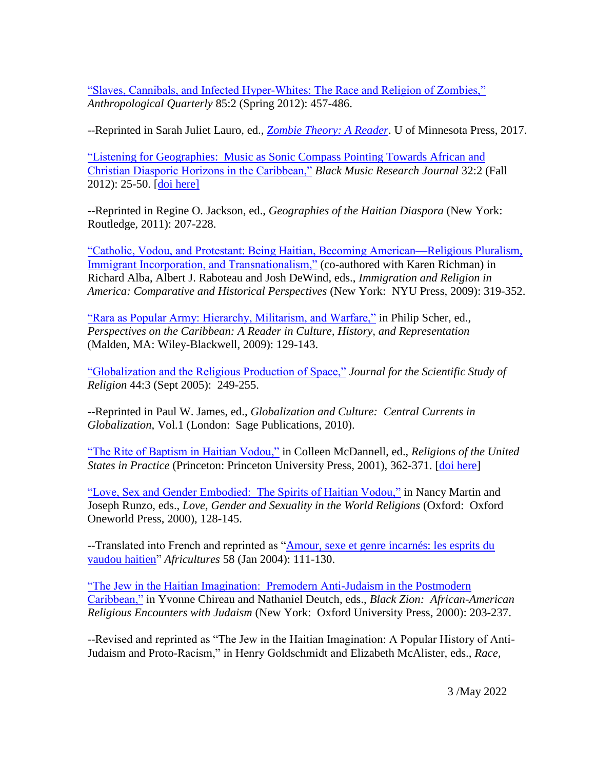"Slaves, Cannibals, and Infected Hyper-Whites: The Race and Religion of Zombies," *Anthropological Quarterly* 85:2 (Spring 2012): 457-486.

--Reprinted in Sarah Juliet Lauro, ed., *Zombie Theory: A Reader*. U of Minnesota Press, 2017.

"Listening for Geographies: Music as Sonic Compass Pointing Towards African and Christian Diasporic Horizons in the Caribbean," *Black Music Research Journal* 32:2 (Fall 2012): 25-50. [doi here]

--Reprinted in Regine O. Jackson, ed., *Geographies of the Haitian Diaspora* (New York: Routledge, 2011): 207-228.

"Catholic, Vodou, and Protestant: Being Haitian, Becoming American—Religious Pluralism, Immigrant Incorporation, and Transnationalism," (co-authored with Karen Richman) in Richard Alba, Albert J. Raboteau and Josh DeWind, eds., *Immigration and Religion in America: Comparative and Historical Perspectives* (New York: NYU Press, 2009): 319-352.

"Rara as Popular Army: Hierarchy, Militarism, and Warfare," in Philip Scher, ed., *Perspectives on the Caribbean: A Reader in Culture, History, and Representation* (Malden, MA: Wiley-Blackwell, 2009): 129-143.

"Globalization and the Religious Production of Space," *Journal for the Scientific Study of Religion* 44:3 (Sept 2005): 249-255.

--Reprinted in Paul W. James, ed., *Globalization and Culture: Central Currents in Globalization*, Vol.1 (London: Sage Publications, 2010).

"The Rite of Baptism in Haitian Vodou," in Colleen McDannell, ed., *Religions of the United States in Practice* (Princeton: Princeton University Press, 2001), 362-371. [doi here]

"Love, Sex and Gender Embodied: The Spirits of Haitian Vodou," in Nancy Martin and Joseph Runzo, eds., *Love, Gender and Sexuality in the World Religions* (Oxford: Oxford Oneworld Press, 2000), 128-145.

--Translated into French and reprinted as "Amour, sexe et genre incarnés: les esprits du vaudou haitien" *Africultures* 58 (Jan 2004): 111-130.

"The Jew in the Haitian Imagination: Premodern Anti-Judaism in the Postmodern Caribbean," in Yvonne Chireau and Nathaniel Deutch, eds., *Black Zion: African-American Religious Encounters with Judaism* (New York: Oxford University Press, 2000): 203-237.

--Revised and reprinted as "The Jew in the Haitian Imagination: A Popular History of Anti-Judaism and Proto-Racism," in Henry Goldschmidt and Elizabeth McAlister, eds., *Race,*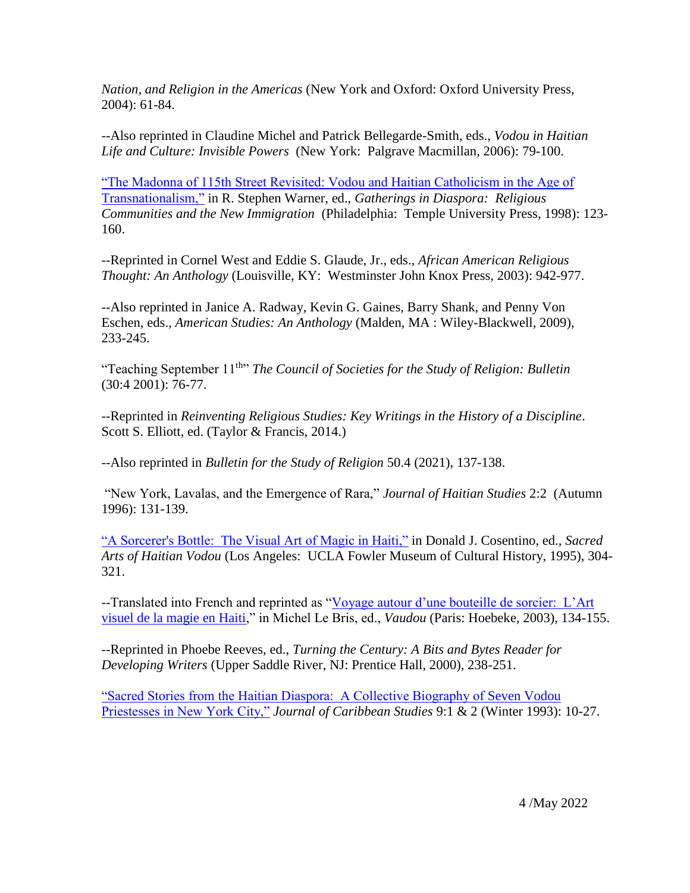*Nation, and Religion in the Americas* (New York and Oxford: Oxford University Press, 2004): 61-84.

--Also reprinted in Claudine Michel and Patrick Bellegarde-Smith, eds., *Vodou in Haitian Life and Culture: Invisible Powers* (New York: Palgrave Macmillan, 2006): 79-100.

"The Madonna of 115th Street Revisited: Vodou and Haitian Catholicism in the Age of Transnationalism," in R. Stephen Warner, ed., *Gatherings in Diaspora: Religious Communities and the New Immigration* (Philadelphia: Temple University Press, 1998): 123-160.

--Reprinted in Cornel West and Eddie S. Glaude, Jr., eds., *African American Religious Thought: An Anthology* (Louisville, KY: Westminster John Knox Press, 2003): 942-977.

--Also reprinted in Janice A. Radway, Kevin G. Gaines, Barry Shank, and Penny Von Eschen, eds., *American Studies: An Anthology* (Malden, MA : Wiley-Blackwell, 2009), 233-245.

"Teaching September 11th" *The Council of Societies for the Study of Religion: Bulletin* (30:4 2001): 76-77.

--Reprinted in *Reinventing Religious Studies: Key Writings in the History of a Discipline*. Scott S. Elliott, ed. (Taylor & Francis, 2014.)

--Also reprinted in *Bulletin for the Study of Religion* 50.4 (2021), 137-138.

"New York, Lavalas, and the Emergence of Rara," *Journal of Haitian Studies* 2:2 (Autumn 1996): 131-139.

"A Sorcerer's Bottle: The Visual Art of Magic in Haiti," in Donald J. Cosentino, ed., *Sacred Arts of Haitian Vodou* (Los Angeles: UCLA Fowler Museum of Cultural History, 1995), 304-321.

--Translated into French and reprinted as "Voyage autour d'une bouteille de sorcier: L'Art visuel de la magie en Haiti," in Michel Le Bris, ed., *Vaudou* (Paris: Hoebeke, 2003), 134-155.

--Reprinted in Phoebe Reeves, ed., *Turning the Century: A Bits and Bytes Reader for Developing Writers* (Upper Saddle River, NJ: Prentice Hall, 2000), 238-251.

"Sacred Stories from the Haitian Diaspora: A Collective Biography of Seven Vodou Priestesses in New York City," *Journal of Caribbean Studies* 9:1 & 2 (Winter 1993): 10-27.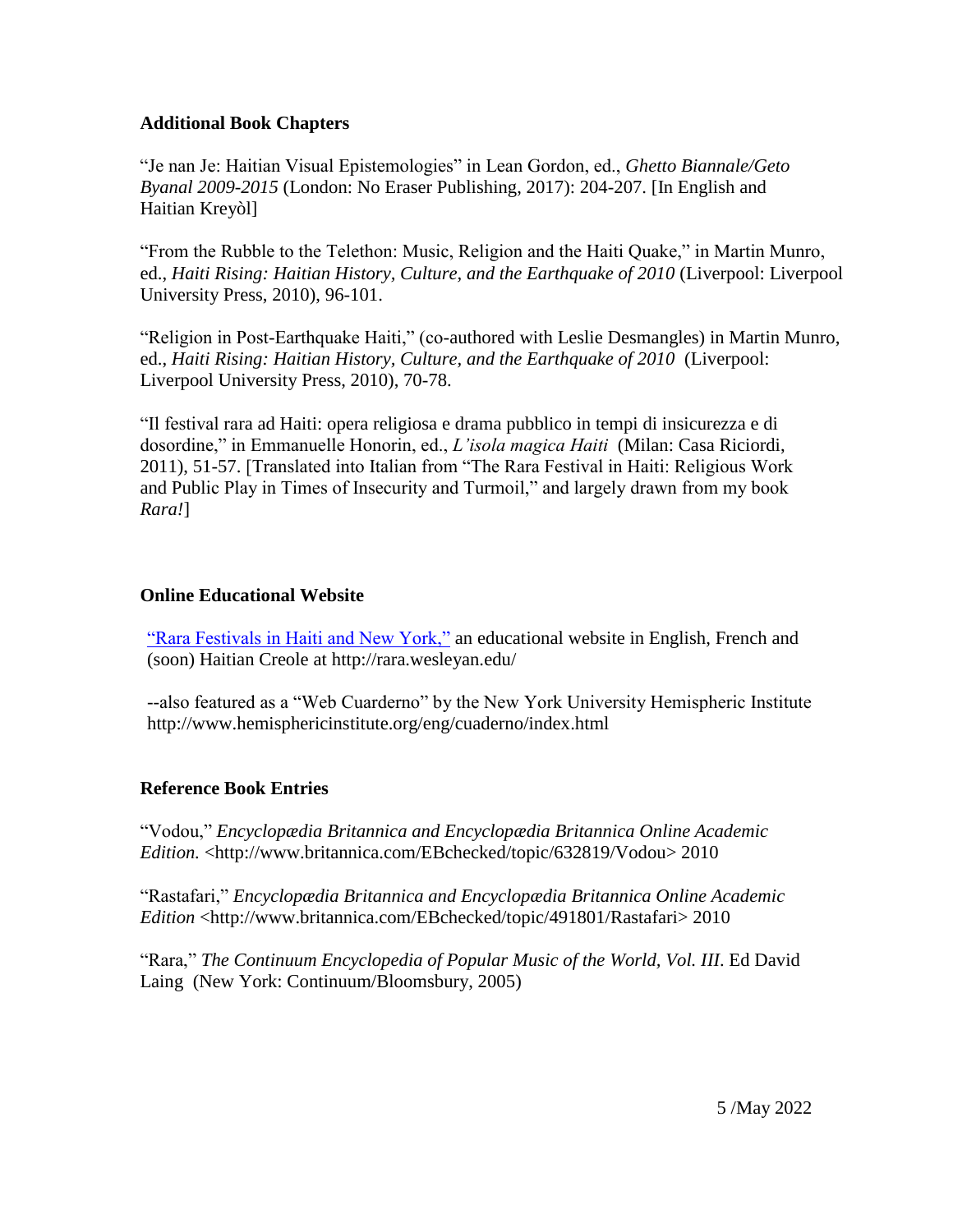### Additional Book Chapters

"Je nan Je: Haitian Visual Epistemologies" in Lean Gordon, ed., *Ghetto Biannale/Geto Byanal 2009-2015* (London: No Eraser Publishing, 2017): 204-207. [In English and Haitian Kreyòl]

"From the Rubble to the Telethon: Music, Religion and the Haiti Quake," in Martin Munro, ed., *Haiti Rising: Haitian History, Culture, and the Earthquake of 2010* (Liverpool: Liverpool University Press, 2010), 96-101.

"Religion in Post-Earthquake Haiti," (co-authored with Leslie Desmangles) in Martin Munro, ed., *Haiti Rising: Haitian History, Culture, and the Earthquake of 2010* (Liverpool: Liverpool University Press, 2010), 70-78.

"Il festival rara ad Haiti: opera religiosa e drama pubblico in tempi di insicurezza e di dosordine," in Emmanuelle Honorin, ed., *L'isola magica Haiti* (Milan: Casa Riciordi, 2011), 51-57. [Translated into Italian from "The Rara Festival in Haiti: Religious Work and Public Play in Times of Insecurity and Turmoil," and largely drawn from my book *Rara!*]

### Online Educational Website

"Rara Festivals in Haiti and New York," an educational website in English, French and (soon) Haitian Creole at http://rara.wesleyan.edu/

--also featured as a "Web Cuarderno" by the New York University Hemispheric Institute http://www.hemisphericinstitute.org/eng/cuaderno/index.html

### Reference Book Entries

"Vodou," *Encyclopædia Britannica and Encyclopædia Britannica Online Academic Edition.* <http://www.britannica.com/EBchecked/topic/632819/Vodou> 2010

"Rastafari," *Encyclopædia Britannica and Encyclopædia Britannica Online Academic Edition* <http://www.britannica.com/EBchecked/topic/491801/Rastafari> 2010

"Rara," *The Continuum Encyclopedia of Popular Music of the World, Vol. III*. Ed David Laing (New York: Continuum/Bloomsbury, 2005)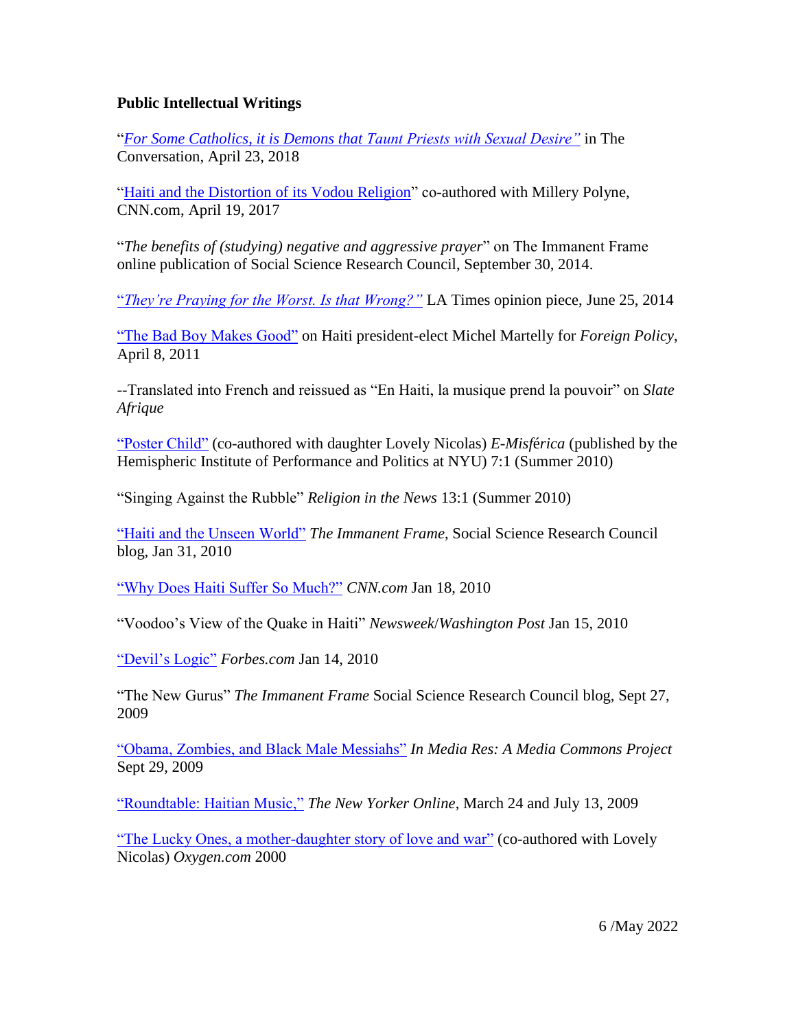**Public Intellectual Writings**

"*For Some Catholics, it is Demons that Taunt Priests with Sexual Desire"* in The Conversation, April 23, 2018

"Haiti and the Distortion of its Vodou Religion" co-authored with Millery Polyne, CNN.com, April 19, 2017

"*The benefits of (studying) negative and aggressive prayer*" on The Immanent Frame online publication of Social Science Research Council, September 30, 2014.

"*They're Praying for the Worst. Is that Wrong?"* LA Times opinion piece, June 25, 2014

"The Bad Boy Makes Good" on Haiti president-elect Michel Martelly for *Foreign Policy*, April 8, 2011

--Translated into French and reissued as "En Haiti, la musique prend la pouvoir" on *Slate Afrique*

"Poster Child" (co-authored with daughter Lovely Nicolas) *E-Misférica* (published by the Hemispheric Institute of Performance and Politics at NYU) 7:1 (Summer 2010)

"Singing Against the Rubble" *Religion in the News* 13:1 (Summer 2010)

"Haiti and the Unseen World" *The Immanent Frame*, Social Science Research Council blog, Jan 31, 2010

"Why Does Haiti Suffer So Much?" *CNN.com* Jan 18, 2010

"Voodoo's View of the Quake in Haiti" *Newsweek*/*Washington Post* Jan 15, 2010

"Devil's Logic" *Forbes.com* Jan 14, 2010

"The New Gurus" *The Immanent Frame* Social Science Research Council blog, Sept 27, 2009

"Obama, Zombies, and Black Male Messiahs" *In Media Res: A Media Commons Project* Sept 29, 2009

"Roundtable: Haitian Music," *The New Yorker Online*, March 24 and July 13, 2009

"The Lucky Ones, a mother-daughter story of love and war" (co-authored with Lovely Nicolas) *Oxygen.com* 2000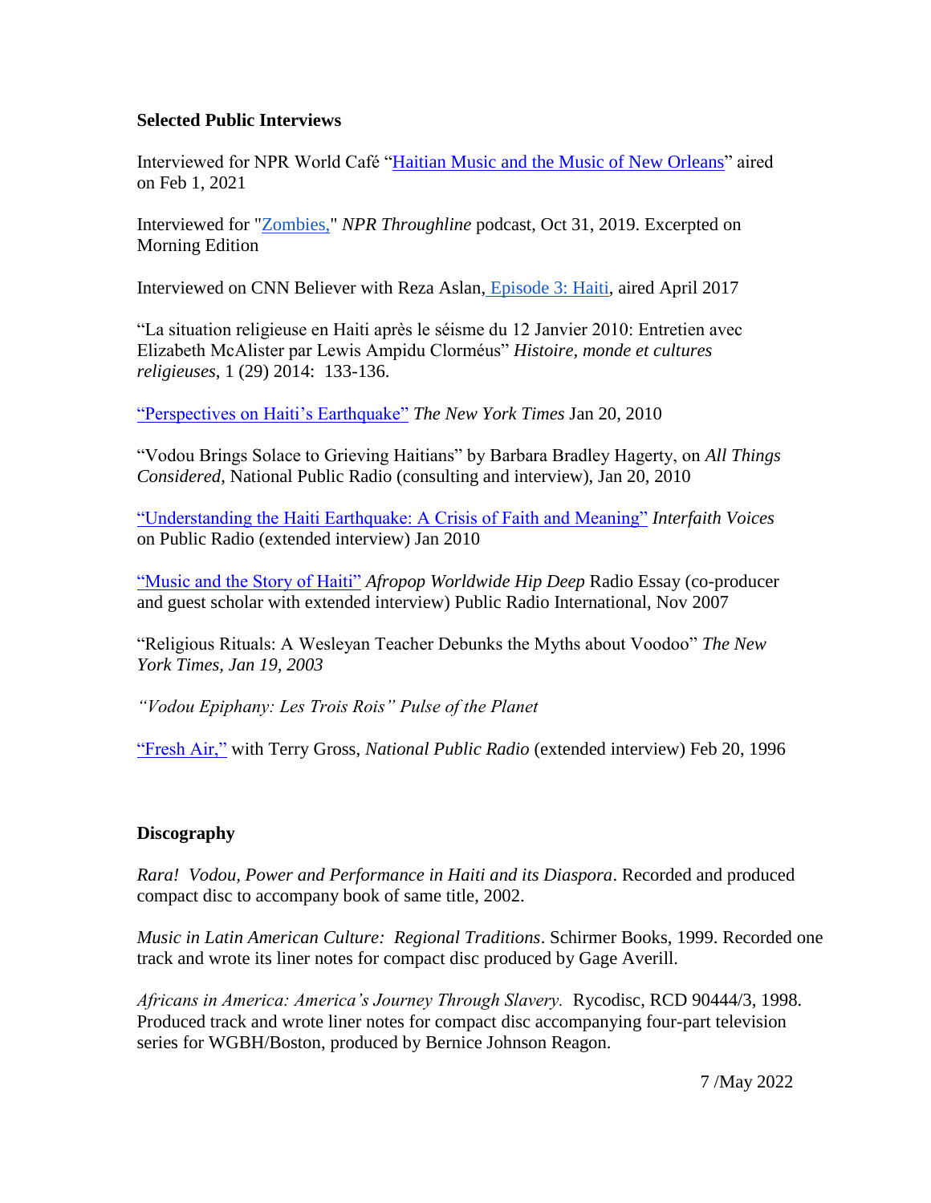**Selected Public Interviews**

Interviewed for NPR World Café "Haitian Music and the Music of New Orleans" aired on Feb 1, 2021

Interviewed for "Zombies," *NPR Throughline* podcast, Oct 31, 2019. Excerpted on Morning Edition

Interviewed on CNN Believer with Reza Aslan, Episode 3: Haiti, aired April 2017

"La situation religieuse en Haiti après le séisme du 12 Janvier 2010: Entretien avec Elizabeth McAlister par Lewis Ampidu Clorméus" *Histoire, monde et cultures religieuses*, 1 (29) 2014: 133-136.

"Perspectives on Haiti's Earthquake" *The New York Times* Jan 20, 2010

"Vodou Brings Solace to Grieving Haitians" by Barbara Bradley Hagerty, on *All Things Considered*, National Public Radio (consulting and interview), Jan 20, 2010

"Understanding the Haiti Earthquake: A Crisis of Faith and Meaning" *Interfaith Voices* on Public Radio (extended interview) Jan 2010

"Music and the Story of Haiti" *Afropop Worldwide Hip Deep* Radio Essay (co-producer and guest scholar with extended interview) Public Radio International, Nov 2007

"Religious Rituals: A Wesleyan Teacher Debunks the Myths about Voodoo" *The New York Times, Jan 19, 2003*

*"Vodou Epiphany: Les Trois Rois" Pulse of the Planet*

"Fresh Air," with Terry Gross, *National Public Radio* (extended interview) Feb 20, 1996

**Discography**

*Rara! Vodou, Power and Performance in Haiti and its Diaspora*. Recorded and produced compact disc to accompany book of same title, 2002.

*Music in Latin American Culture: Regional Traditions*. Schirmer Books, 1999. Recorded one track and wrote its liner notes for compact disc produced by Gage Averill.

*Africans in America: America's Journey Through Slavery.* Rycodisc, RCD 90444/3, 1998. Produced track and wrote liner notes for compact disc accompanying four-part television series for WGBH/Boston, produced by Bernice Johnson Reagon.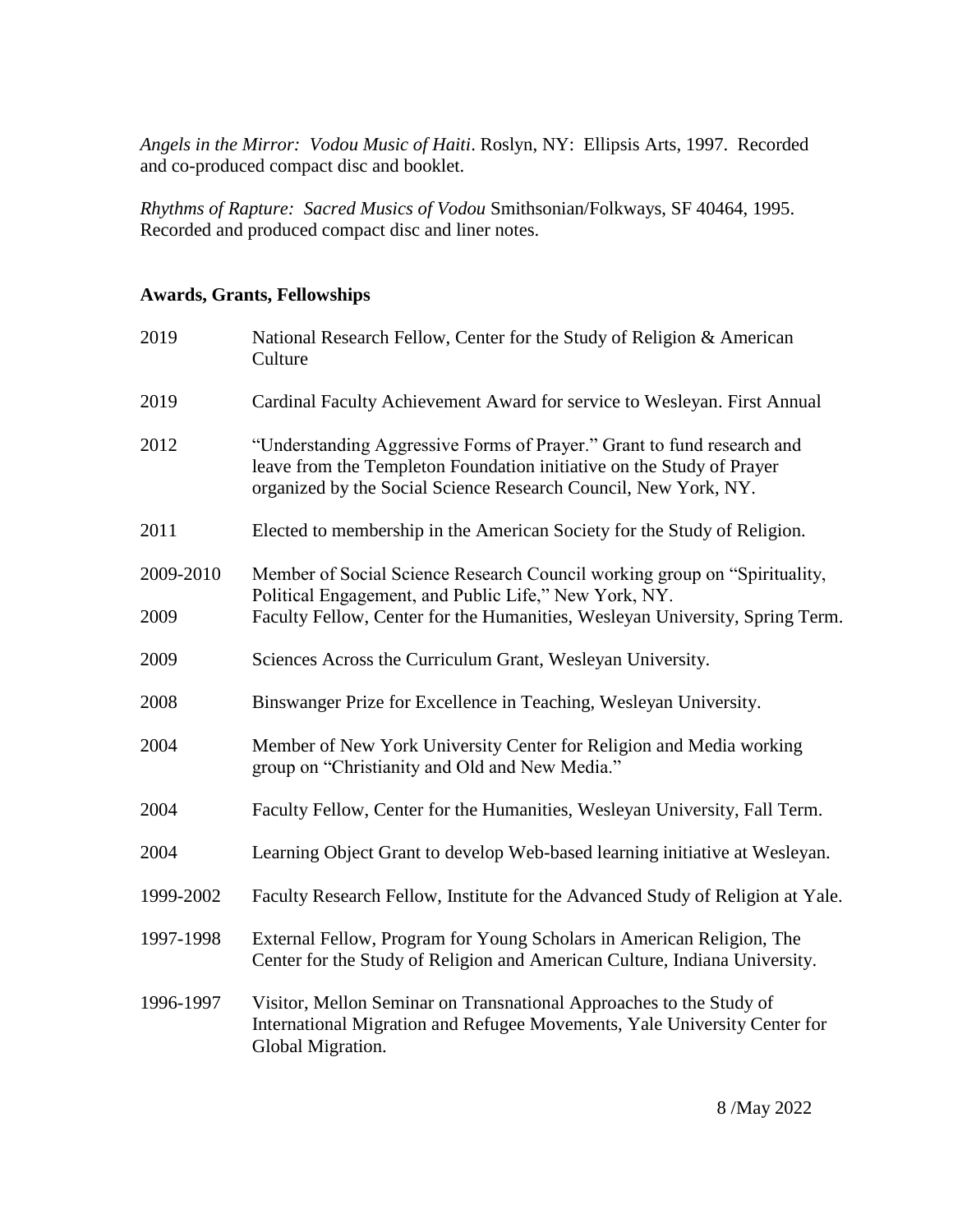*Angels in the Mirror: Vodou Music of Haiti*. Roslyn, NY: Ellipsis Arts, 1997. Recorded and co-produced compact disc and booklet.

*Rhythms of Rapture: Sacred Musics of Vodou* Smithsonian/Folkways, SF 40464, 1995. Recorded and produced compact disc and liner notes.

**Awards, Grants, Fellowships**

| | |
|---|---|
| 2019 | National Research Fellow, Center for the Study of Religion & American Culture |
| 2019 | Cardinal Faculty Achievement Award for service to Wesleyan. First Annual |
| 2012 | "Understanding Aggressive Forms of Prayer." Grant to fund research and leave from the Templeton Foundation initiative on the Study of Prayer organized by the Social Science Research Council, New York, NY. |
| 2011 | Elected to membership in the American Society for the Study of Religion. |
| 2009-2010 | Member of Social Science Research Council working group on "Spirituality, Political Engagement, and Public Life," New York, NY. |
| 2009 | Faculty Fellow, Center for the Humanities, Wesleyan University, Spring Term. |
| 2009 | Sciences Across the Curriculum Grant, Wesleyan University. |
| 2008 | Binswanger Prize for Excellence in Teaching, Wesleyan University. |
| 2004 | Member of New York University Center for Religion and Media working group on "Christianity and Old and New Media." |
| 2004 | Faculty Fellow, Center for the Humanities, Wesleyan University, Fall Term. |
| 2004 | Learning Object Grant to develop Web-based learning initiative at Wesleyan. |
| 1999-2002 | Faculty Research Fellow, Institute for the Advanced Study of Religion at Yale. |
| 1997-1998 | External Fellow, Program for Young Scholars in American Religion, The Center for the Study of Religion and American Culture, Indiana University. |
| 1996-1997 | Visitor, Mellon Seminar on Transnational Approaches to the Study of International Migration and Refugee Movements, Yale University Center for Global Migration. |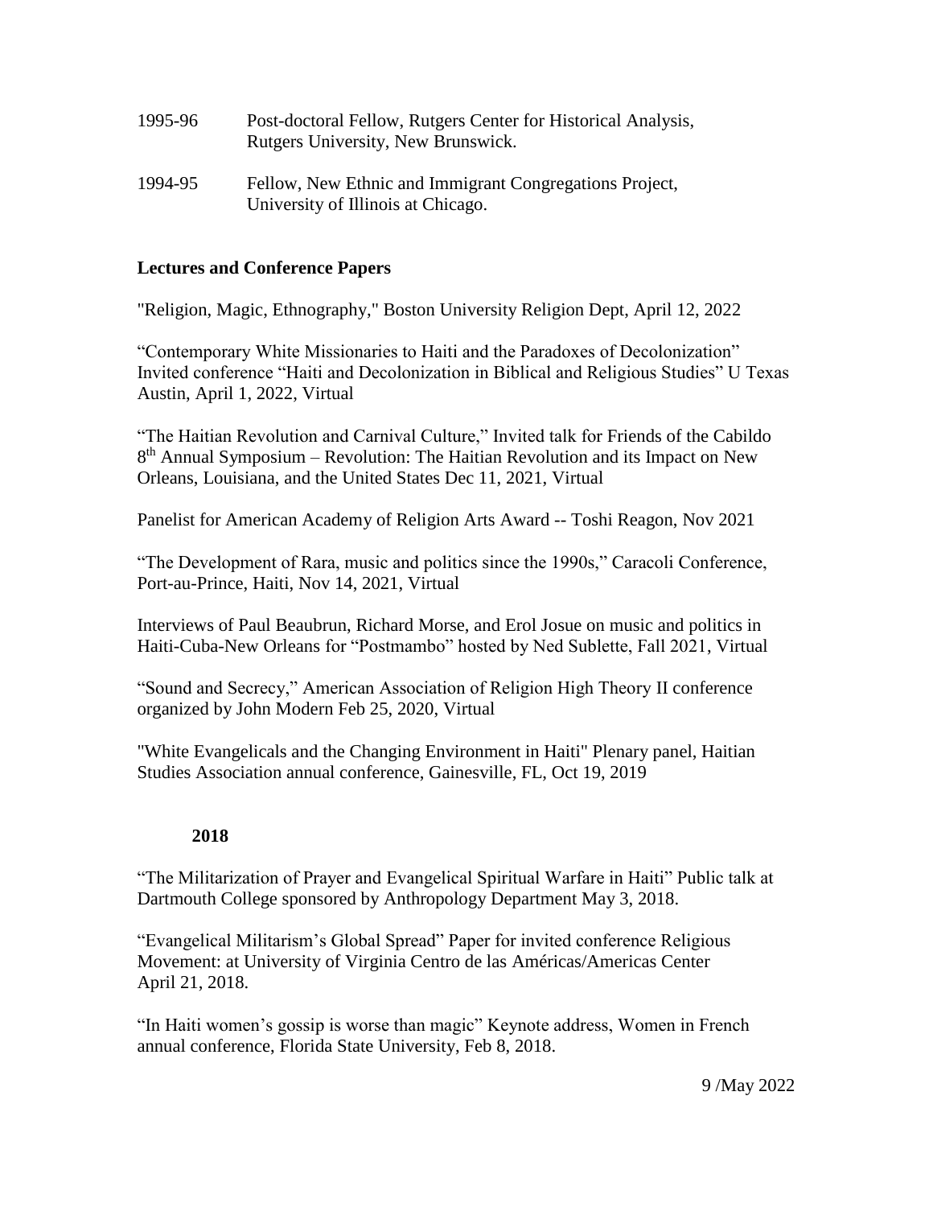1995-96 Post-doctoral Fellow, Rutgers Center for Historical Analysis, Rutgers University, New Brunswick.

1994-95 Fellow, New Ethnic and Immigrant Congregations Project, University of Illinois at Chicago.

**Lectures and Conference Papers**

"Religion, Magic, Ethnography," Boston University Religion Dept, April 12, 2022

"Contemporary White Missionaries to Haiti and the Paradoxes of Decolonization" Invited conference "Haiti and Decolonization in Biblical and Religious Studies" U Texas Austin, April 1, 2022, Virtual

"The Haitian Revolution and Carnival Culture," Invited talk for Friends of the Cabildo 8th Annual Symposium – Revolution: The Haitian Revolution and its Impact on New Orleans, Louisiana, and the United States Dec 11, 2021, Virtual

Panelist for American Academy of Religion Arts Award -- Toshi Reagon, Nov 2021

"The Development of Rara, music and politics since the 1990s," Caracoli Conference, Port-au-Prince, Haiti, Nov 14, 2021, Virtual

Interviews of Paul Beaubrun, Richard Morse, and Erol Josue on music and politics in Haiti-Cuba-New Orleans for "Postmambo" hosted by Ned Sublette, Fall 2021, Virtual

"Sound and Secrecy," American Association of Religion High Theory II conference organized by John Modern Feb 25, 2020, Virtual

"White Evangelicals and the Changing Environment in Haiti" Plenary panel, Haitian Studies Association annual conference, Gainesville, FL, Oct 19, 2019

**2018**

"The Militarization of Prayer and Evangelical Spiritual Warfare in Haiti" Public talk at Dartmouth College sponsored by Anthropology Department May 3, 2018.

"Evangelical Militarism's Global Spread" Paper for invited conference Religious Movement: at University of Virginia Centro de las Américas/Americas Center April 21, 2018.

"In Haiti women's gossip is worse than magic" Keynote address, Women in French annual conference, Florida State University, Feb 8, 2018.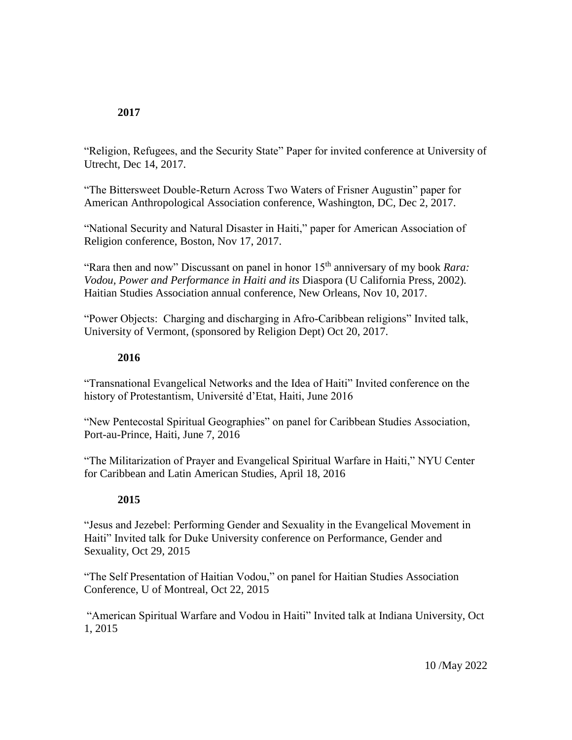**2017**

“Religion, Refugees, and the Security State” Paper for invited conference at University of Utrecht, Dec 14, 2017.

“The Bittersweet Double-Return Across Two Waters of Frisner Augustin” paper for American Anthropological Association conference, Washington, DC, Dec 2, 2017.

“National Security and Natural Disaster in Haiti,” paper for American Association of Religion conference, Boston, Nov 17, 2017.

“Rara then and now” Discussant on panel in honor 15th anniversary of my book *Rara: Vodou, Power and Performance in Haiti and its* Diaspora (U California Press, 2002). Haitian Studies Association annual conference, New Orleans, Nov 10, 2017.

“Power Objects: Charging and discharging in Afro-Caribbean religions” Invited talk, University of Vermont, (sponsored by Religion Dept) Oct 20, 2017.

**2016**

“Transnational Evangelical Networks and the Idea of Haiti” Invited conference on the history of Protestantism, Université d’Etat, Haiti, June 2016

“New Pentecostal Spiritual Geographies” on panel for Caribbean Studies Association, Port-au-Prince, Haiti, June 7, 2016

“The Militarization of Prayer and Evangelical Spiritual Warfare in Haiti,” NYU Center for Caribbean and Latin American Studies, April 18, 2016

**2015**

“Jesus and Jezebel: Performing Gender and Sexuality in the Evangelical Movement in Haiti” Invited talk for Duke University conference on Performance, Gender and Sexuality, Oct 29, 2015

“The Self Presentation of Haitian Vodou,” on panel for Haitian Studies Association Conference, U of Montreal, Oct 22, 2015

“American Spiritual Warfare and Vodou in Haiti” Invited talk at Indiana University, Oct 1, 2015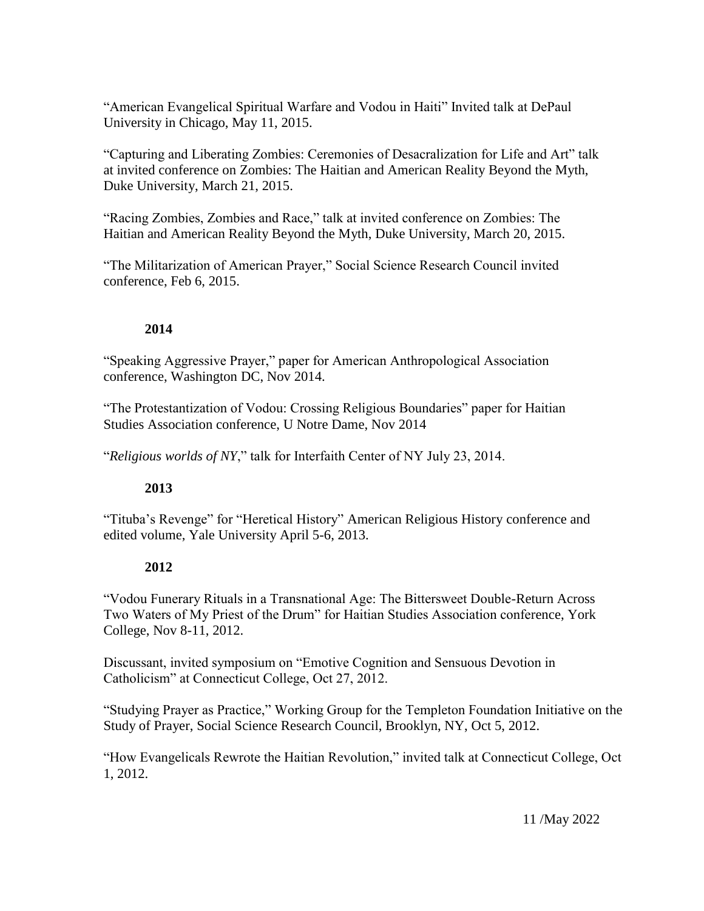“American Evangelical Spiritual Warfare and Vodou in Haiti” Invited talk at DePaul University in Chicago, May 11, 2015.

“Capturing and Liberating Zombies: Ceremonies of Desacralization for Life and Art” talk at invited conference on Zombies: The Haitian and American Reality Beyond the Myth, Duke University, March 21, 2015.

“Racing Zombies, Zombies and Race,” talk at invited conference on Zombies: The Haitian and American Reality Beyond the Myth, Duke University, March 20, 2015.

“The Militarization of American Prayer,” Social Science Research Council invited conference, Feb 6, 2015.

**2014**

“Speaking Aggressive Prayer,” paper for American Anthropological Association conference, Washington DC, Nov 2014.

“The Protestantization of Vodou: Crossing Religious Boundaries” paper for Haitian Studies Association conference, U Notre Dame, Nov 2014

“*Religious worlds of NY*,” talk for Interfaith Center of NY July 23, 2014.

**2013**

“Tituba’s Revenge” for “Heretical History” American Religious History conference and edited volume, Yale University April 5-6, 2013.

**2012**

“Vodou Funerary Rituals in a Transnational Age: The Bittersweet Double-Return Across Two Waters of My Priest of the Drum” for Haitian Studies Association conference, York College, Nov 8-11, 2012.

Discussant, invited symposium on “Emotive Cognition and Sensuous Devotion in Catholicism” at Connecticut College, Oct 27, 2012.

“Studying Prayer as Practice,” Working Group for the Templeton Foundation Initiative on the Study of Prayer, Social Science Research Council, Brooklyn, NY, Oct 5, 2012.

“How Evangelicals Rewrote the Haitian Revolution,” invited talk at Connecticut College, Oct 1, 2012.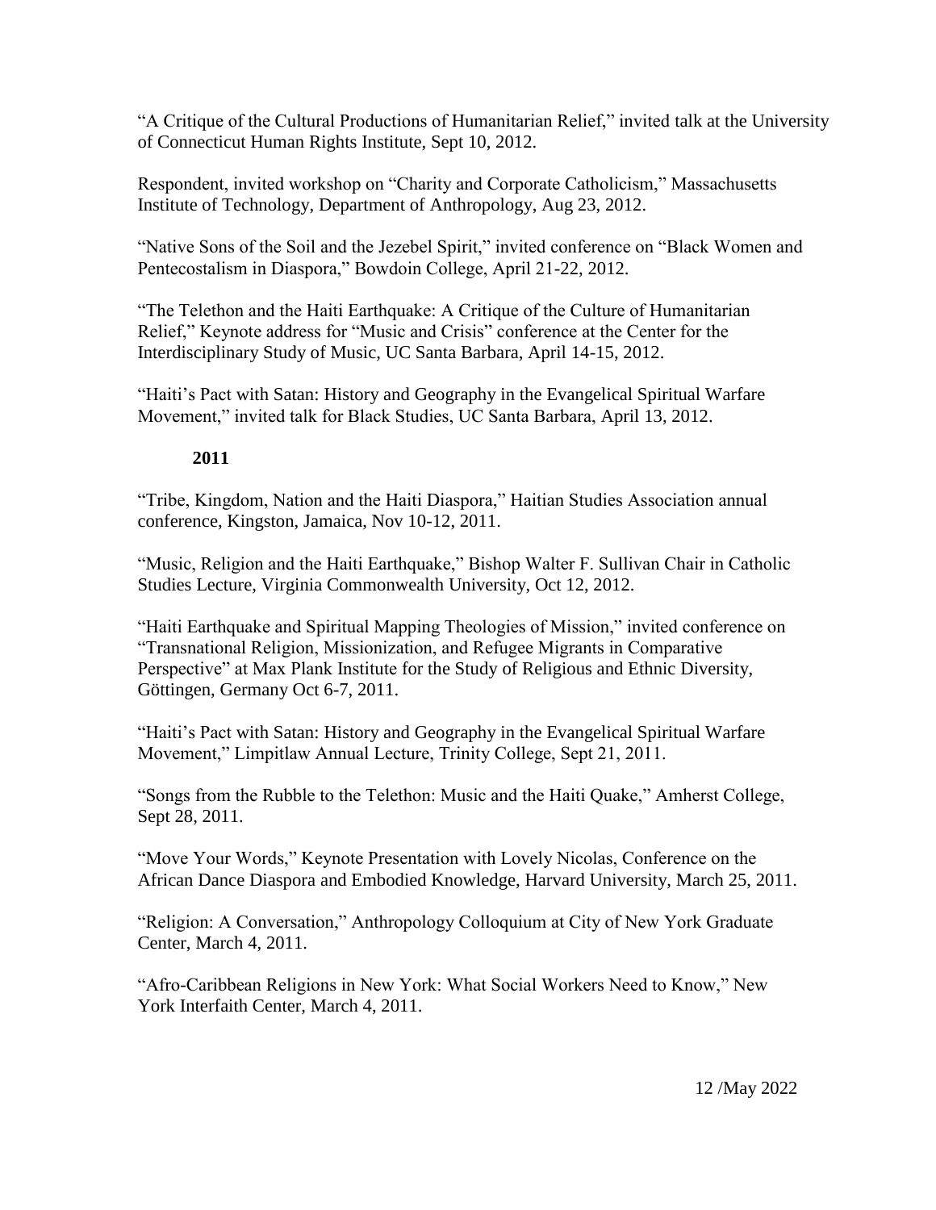"A Critique of the Cultural Productions of Humanitarian Relief," invited talk at the University of Connecticut Human Rights Institute, Sept 10, 2012.

Respondent, invited workshop on "Charity and Corporate Catholicism," Massachusetts Institute of Technology, Department of Anthropology, Aug 23, 2012.

"Native Sons of the Soil and the Jezebel Spirit," invited conference on "Black Women and Pentecostalism in Diaspora," Bowdoin College, April 21-22, 2012.

"The Telethon and the Haiti Earthquake: A Critique of the Culture of Humanitarian Relief," Keynote address for "Music and Crisis" conference at the Center for the Interdisciplinary Study of Music, UC Santa Barbara, April 14-15, 2012.

"Haiti's Pact with Satan: History and Geography in the Evangelical Spiritual Warfare Movement," invited talk for Black Studies, UC Santa Barbara, April 13, 2012.

**2011**

"Tribe, Kingdom, Nation and the Haiti Diaspora," Haitian Studies Association annual conference, Kingston, Jamaica, Nov 10-12, 2011.

"Music, Religion and the Haiti Earthquake," Bishop Walter F. Sullivan Chair in Catholic Studies Lecture, Virginia Commonwealth University, Oct 12, 2012.

"Haiti Earthquake and Spiritual Mapping Theologies of Mission," invited conference on "Transnational Religion, Missionization, and Refugee Migrants in Comparative Perspective" at Max Plank Institute for the Study of Religious and Ethnic Diversity, Göttingen, Germany Oct 6-7, 2011.

"Haiti's Pact with Satan: History and Geography in the Evangelical Spiritual Warfare Movement," Limpitlaw Annual Lecture, Trinity College, Sept 21, 2011.

"Songs from the Rubble to the Telethon: Music and the Haiti Quake," Amherst College, Sept 28, 2011.

"Move Your Words," Keynote Presentation with Lovely Nicolas, Conference on the African Dance Diaspora and Embodied Knowledge, Harvard University, March 25, 2011.

"Religion: A Conversation," Anthropology Colloquium at City of New York Graduate Center, March 4, 2011.

"Afro-Caribbean Religions in New York: What Social Workers Need to Know," New York Interfaith Center, March 4, 2011.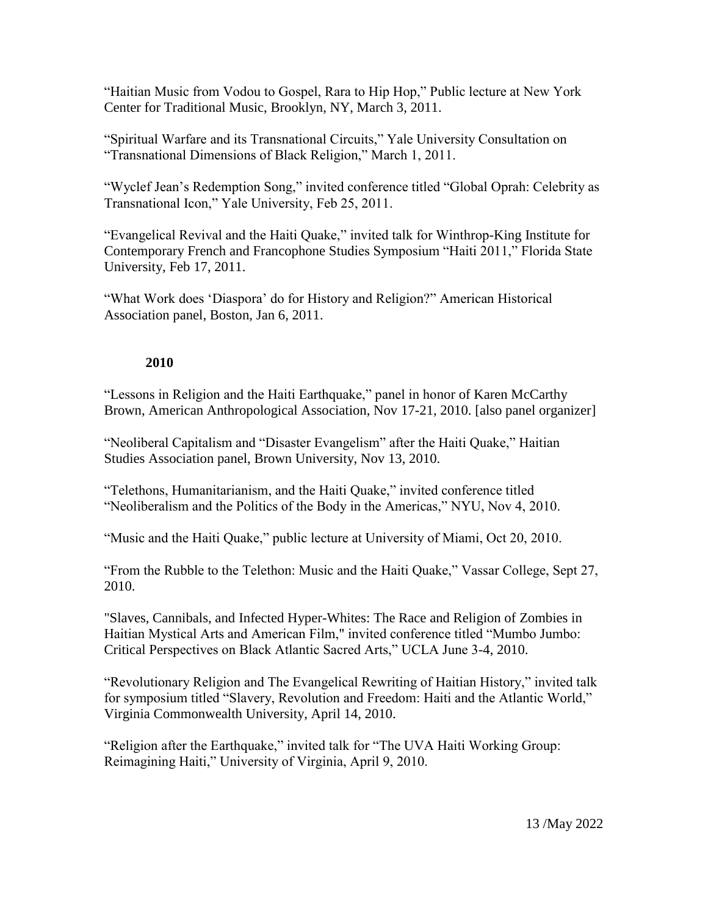"Haitian Music from Vodou to Gospel, Rara to Hip Hop," Public lecture at New York Center for Traditional Music, Brooklyn, NY, March 3, 2011.

"Spiritual Warfare and its Transnational Circuits," Yale University Consultation on "Transnational Dimensions of Black Religion," March 1, 2011.

"Wyclef Jean's Redemption Song," invited conference titled "Global Oprah: Celebrity as Transnational Icon," Yale University, Feb 25, 2011.

"Evangelical Revival and the Haiti Quake," invited talk for Winthrop-King Institute for Contemporary French and Francophone Studies Symposium "Haiti 2011," Florida State University, Feb 17, 2011.

"What Work does 'Diaspora' do for History and Religion?" American Historical Association panel, Boston, Jan 6, 2011.

**2010**

"Lessons in Religion and the Haiti Earthquake," panel in honor of Karen McCarthy Brown, American Anthropological Association, Nov 17-21, 2010. [also panel organizer]

"Neoliberal Capitalism and "Disaster Evangelism" after the Haiti Quake," Haitian Studies Association panel, Brown University, Nov 13, 2010.

"Telethons, Humanitarianism, and the Haiti Quake," invited conference titled "Neoliberalism and the Politics of the Body in the Americas," NYU, Nov 4, 2010.

"Music and the Haiti Quake," public lecture at University of Miami, Oct 20, 2010.

"From the Rubble to the Telethon: Music and the Haiti Quake," Vassar College, Sept 27, 2010.

"Slaves, Cannibals, and Infected Hyper-Whites: The Race and Religion of Zombies in Haitian Mystical Arts and American Film," invited conference titled "Mumbo Jumbo: Critical Perspectives on Black Atlantic Sacred Arts," UCLA June 3-4, 2010.

"Revolutionary Religion and The Evangelical Rewriting of Haitian History," invited talk for symposium titled "Slavery, Revolution and Freedom: Haiti and the Atlantic World," Virginia Commonwealth University, April 14, 2010.

"Religion after the Earthquake," invited talk for "The UVA Haiti Working Group: Reimagining Haiti," University of Virginia, April 9, 2010.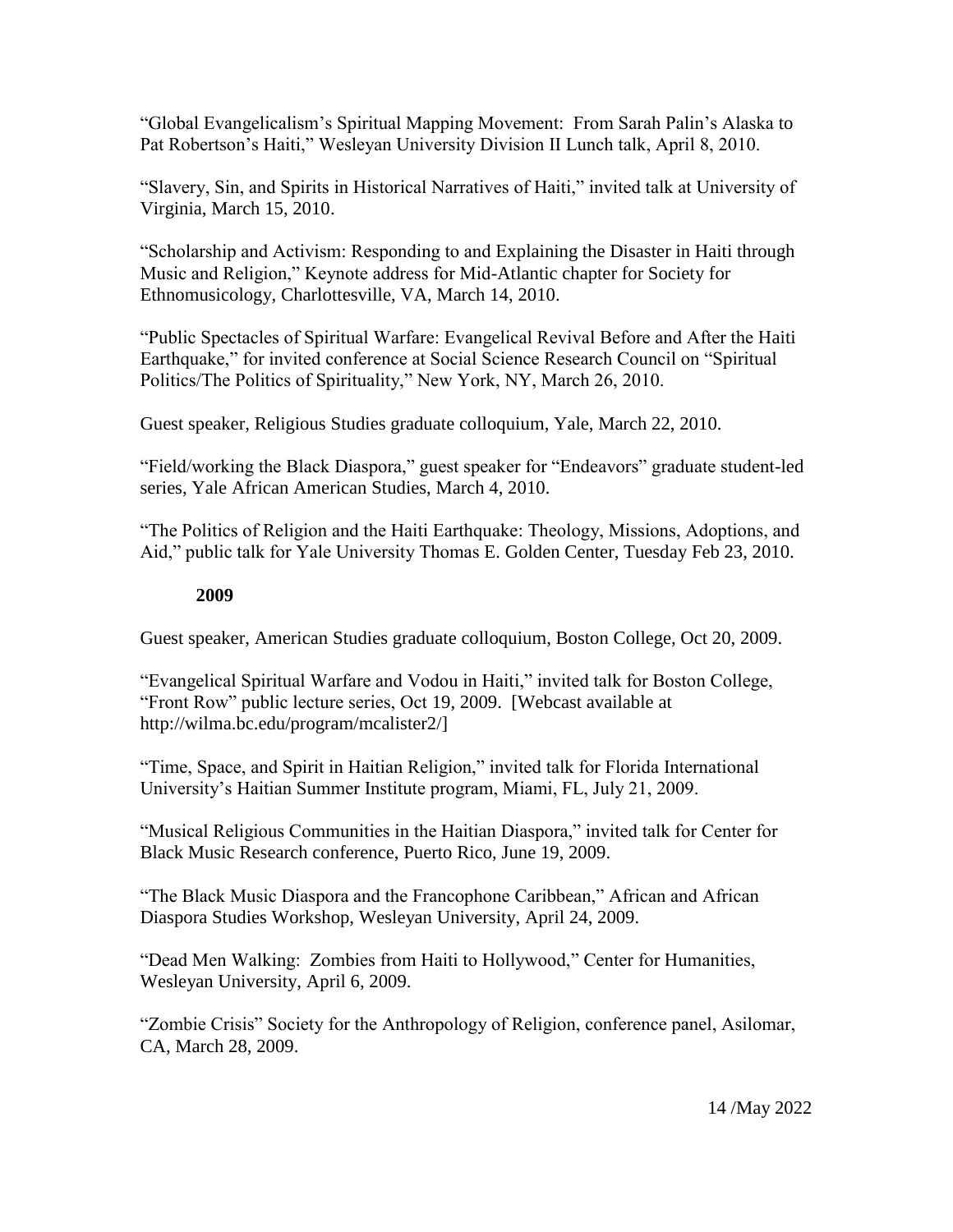"Global Evangelicalism's Spiritual Mapping Movement: From Sarah Palin's Alaska to Pat Robertson's Haiti," Wesleyan University Division II Lunch talk, April 8, 2010.

"Slavery, Sin, and Spirits in Historical Narratives of Haiti," invited talk at University of Virginia, March 15, 2010.

"Scholarship and Activism: Responding to and Explaining the Disaster in Haiti through Music and Religion," Keynote address for Mid-Atlantic chapter for Society for Ethnomusicology, Charlottesville, VA, March 14, 2010.

"Public Spectacles of Spiritual Warfare: Evangelical Revival Before and After the Haiti Earthquake," for invited conference at Social Science Research Council on "Spiritual Politics/The Politics of Spirituality," New York, NY, March 26, 2010.

Guest speaker, Religious Studies graduate colloquium, Yale, March 22, 2010.

"Field/working the Black Diaspora," guest speaker for "Endeavors" graduate student-led series, Yale African American Studies, March 4, 2010.

"The Politics of Religion and the Haiti Earthquake: Theology, Missions, Adoptions, and Aid," public talk for Yale University Thomas E. Golden Center, Tuesday Feb 23, 2010.

**2009**

Guest speaker, American Studies graduate colloquium, Boston College, Oct 20, 2009.

"Evangelical Spiritual Warfare and Vodou in Haiti," invited talk for Boston College, "Front Row" public lecture series, Oct 19, 2009. [Webcast available at http://wilma.bc.edu/program/mcalister2/]

"Time, Space, and Spirit in Haitian Religion," invited talk for Florida International University's Haitian Summer Institute program, Miami, FL, July 21, 2009.

"Musical Religious Communities in the Haitian Diaspora," invited talk for Center for Black Music Research conference, Puerto Rico, June 19, 2009.

"The Black Music Diaspora and the Francophone Caribbean," African and African Diaspora Studies Workshop, Wesleyan University, April 24, 2009.

"Dead Men Walking: Zombies from Haiti to Hollywood," Center for Humanities, Wesleyan University, April 6, 2009.

"Zombie Crisis" Society for the Anthropology of Religion, conference panel, Asilomar, CA, March 28, 2009.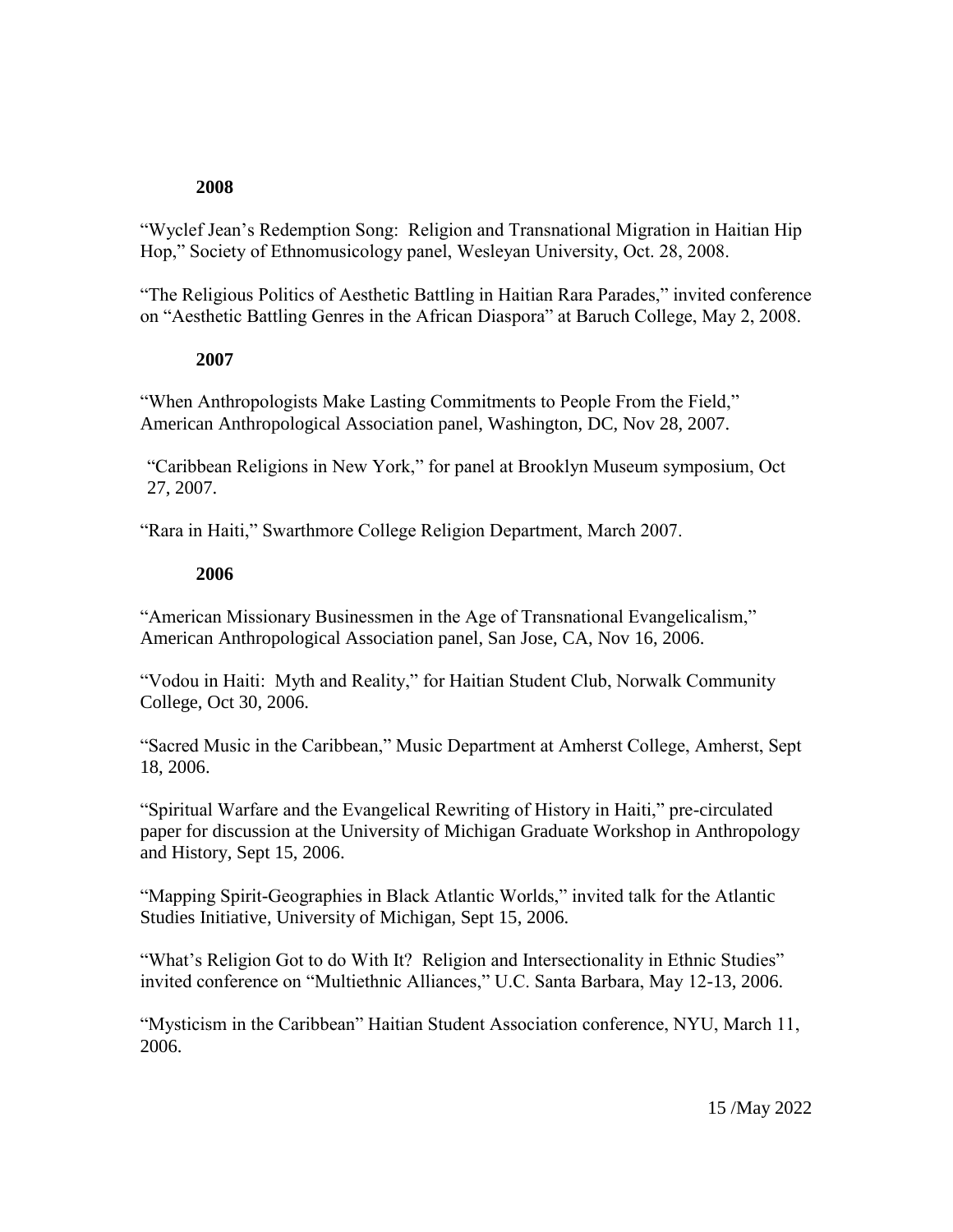**2008**

"Wyclef Jean's Redemption Song: Religion and Transnational Migration in Haitian Hip Hop," Society of Ethnomusicology panel, Wesleyan University, Oct. 28, 2008.

"The Religious Politics of Aesthetic Battling in Haitian Rara Parades," invited conference on "Aesthetic Battling Genres in the African Diaspora" at Baruch College, May 2, 2008.

**2007**

"When Anthropologists Make Lasting Commitments to People From the Field," American Anthropological Association panel, Washington, DC, Nov 28, 2007.

"Caribbean Religions in New York," for panel at Brooklyn Museum symposium, Oct 27, 2007.

"Rara in Haiti," Swarthmore College Religion Department, March 2007.

**2006**

"American Missionary Businessmen in the Age of Transnational Evangelicalism," American Anthropological Association panel, San Jose, CA, Nov 16, 2006.

"Vodou in Haiti: Myth and Reality," for Haitian Student Club, Norwalk Community College, Oct 30, 2006.

"Sacred Music in the Caribbean," Music Department at Amherst College, Amherst, Sept 18, 2006.

"Spiritual Warfare and the Evangelical Rewriting of History in Haiti," pre-circulated paper for discussion at the University of Michigan Graduate Workshop in Anthropology and History, Sept 15, 2006.

"Mapping Spirit-Geographies in Black Atlantic Worlds," invited talk for the Atlantic Studies Initiative, University of Michigan, Sept 15, 2006.

"What's Religion Got to do With It? Religion and Intersectionality in Ethnic Studies" invited conference on "Multiethnic Alliances," U.C. Santa Barbara, May 12-13, 2006.

"Mysticism in the Caribbean" Haitian Student Association conference, NYU, March 11, 2006.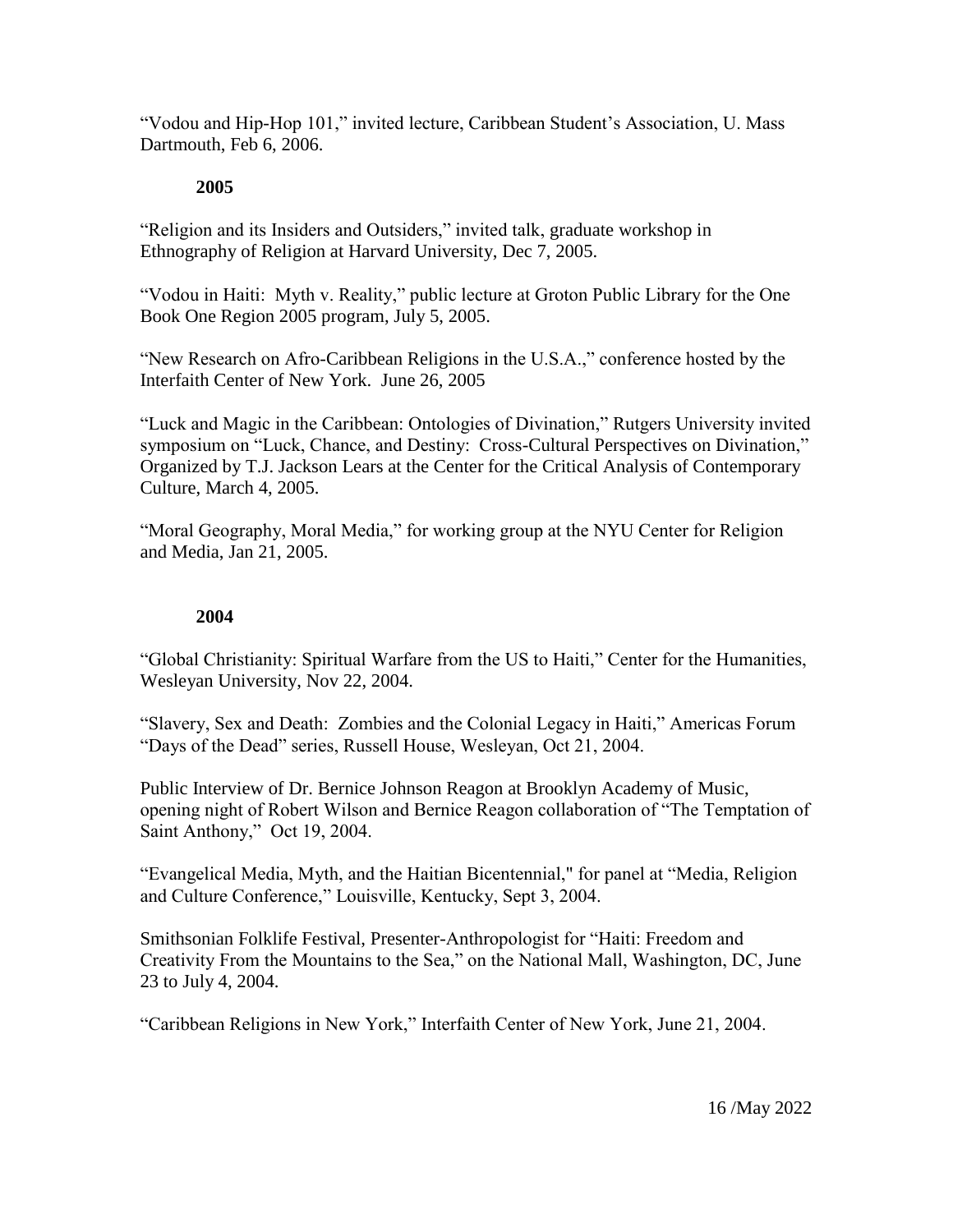"Vodou and Hip-Hop 101," invited lecture, Caribbean Student's Association, U. Mass Dartmouth, Feb 6, 2006.

**2005**

"Religion and its Insiders and Outsiders," invited talk, graduate workshop in Ethnography of Religion at Harvard University, Dec 7, 2005.

"Vodou in Haiti: Myth v. Reality," public lecture at Groton Public Library for the One Book One Region 2005 program, July 5, 2005.

"New Research on Afro-Caribbean Religions in the U.S.A.," conference hosted by the Interfaith Center of New York. June 26, 2005

"Luck and Magic in the Caribbean: Ontologies of Divination," Rutgers University invited symposium on "Luck, Chance, and Destiny: Cross-Cultural Perspectives on Divination," Organized by T.J. Jackson Lears at the Center for the Critical Analysis of Contemporary Culture, March 4, 2005.

"Moral Geography, Moral Media," for working group at the NYU Center for Religion and Media, Jan 21, 2005.

**2004**

"Global Christianity: Spiritual Warfare from the US to Haiti," Center for the Humanities, Wesleyan University, Nov 22, 2004.

"Slavery, Sex and Death: Zombies and the Colonial Legacy in Haiti," Americas Forum "Days of the Dead" series, Russell House, Wesleyan, Oct 21, 2004.

Public Interview of Dr. Bernice Johnson Reagon at Brooklyn Academy of Music, opening night of Robert Wilson and Bernice Reagon collaboration of "The Temptation of Saint Anthony," Oct 19, 2004.

"Evangelical Media, Myth, and the Haitian Bicentennial," for panel at "Media, Religion and Culture Conference," Louisville, Kentucky, Sept 3, 2004.

Smithsonian Folklife Festival, Presenter-Anthropologist for "Haiti: Freedom and Creativity From the Mountains to the Sea," on the National Mall, Washington, DC, June 23 to July 4, 2004.

"Caribbean Religions in New York," Interfaith Center of New York, June 21, 2004.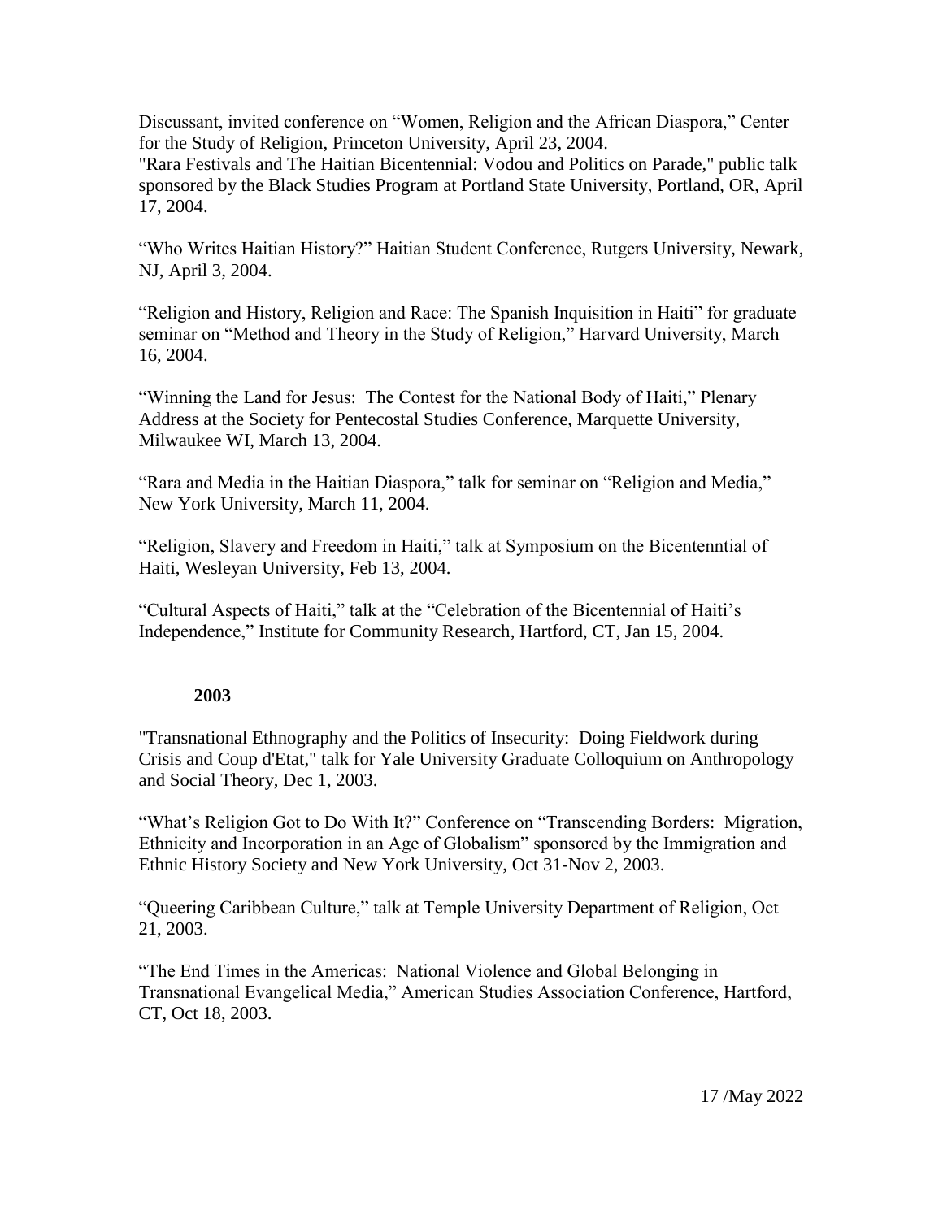Discussant, invited conference on “Women, Religion and the African Diaspora,” Center for the Study of Religion, Princeton University, April 23, 2004.

"Rara Festivals and The Haitian Bicentennial: Vodou and Politics on Parade," public talk sponsored by the Black Studies Program at Portland State University, Portland, OR, April 17, 2004.

“Who Writes Haitian History?” Haitian Student Conference, Rutgers University, Newark, NJ, April 3, 2004.

“Religion and History, Religion and Race: The Spanish Inquisition in Haiti” for graduate seminar on “Method and Theory in the Study of Religion,” Harvard University, March 16, 2004.

“Winning the Land for Jesus: The Contest for the National Body of Haiti,” Plenary Address at the Society for Pentecostal Studies Conference, Marquette University, Milwaukee WI, March 13, 2004.

“Rara and Media in the Haitian Diaspora,” talk for seminar on “Religion and Media,” New York University, March 11, 2004.

“Religion, Slavery and Freedom in Haiti,” talk at Symposium on the Bicentenntial of Haiti, Wesleyan University, Feb 13, 2004.

“Cultural Aspects of Haiti,” talk at the “Celebration of the Bicentennial of Haiti’s Independence,” Institute for Community Research, Hartford, CT, Jan 15, 2004.

**2003**

"Transnational Ethnography and the Politics of Insecurity: Doing Fieldwork during Crisis and Coup d'Etat," talk for Yale University Graduate Colloquium on Anthropology and Social Theory, Dec 1, 2003.

“What’s Religion Got to Do With It?” Conference on “Transcending Borders: Migration, Ethnicity and Incorporation in an Age of Globalism” sponsored by the Immigration and Ethnic History Society and New York University, Oct 31-Nov 2, 2003.

“Queering Caribbean Culture,” talk at Temple University Department of Religion, Oct 21, 2003.

“The End Times in the Americas: National Violence and Global Belonging in Transnational Evangelical Media,” American Studies Association Conference, Hartford, CT, Oct 18, 2003.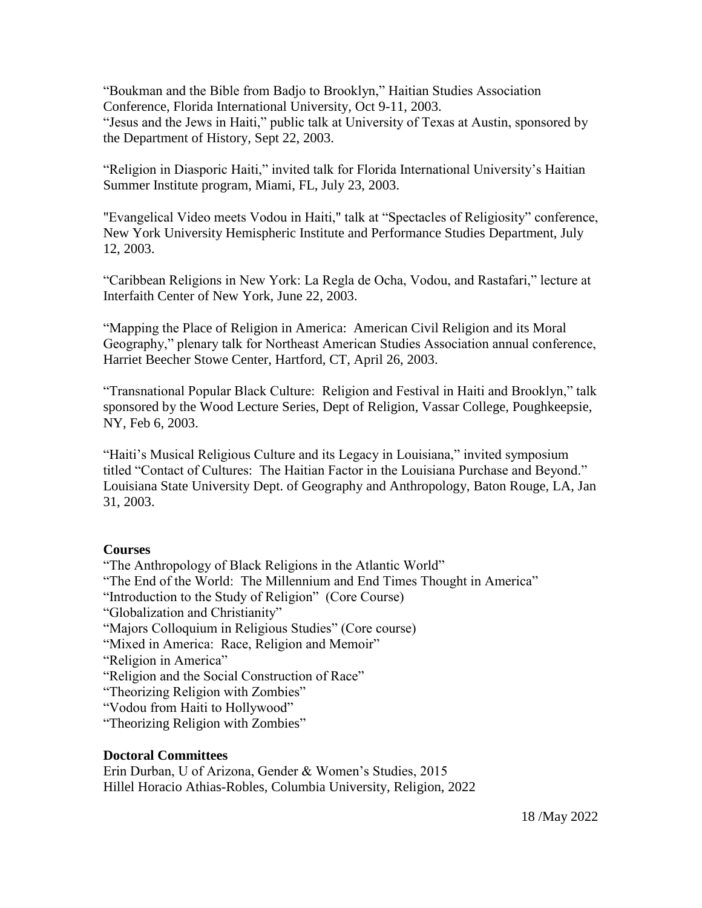"Boukman and the Bible from Badjo to Brooklyn," Haitian Studies Association Conference, Florida International University, Oct 9-11, 2003.
"Jesus and the Jews in Haiti," public talk at University of Texas at Austin, sponsored by the Department of History, Sept 22, 2003.

"Religion in Diasporic Haiti," invited talk for Florida International University's Haitian Summer Institute program, Miami, FL, July 23, 2003.

"Evangelical Video meets Vodou in Haiti," talk at "Spectacles of Religiosity" conference, New York University Hemispheric Institute and Performance Studies Department, July 12, 2003.

"Caribbean Religions in New York: La Regla de Ocha, Vodou, and Rastafari," lecture at Interfaith Center of New York, June 22, 2003.

"Mapping the Place of Religion in America: American Civil Religion and its Moral Geography," plenary talk for Northeast American Studies Association annual conference, Harriet Beecher Stowe Center, Hartford, CT, April 26, 2003.

"Transnational Popular Black Culture: Religion and Festival in Haiti and Brooklyn," talk sponsored by the Wood Lecture Series, Dept of Religion, Vassar College, Poughkeepsie, NY, Feb 6, 2003.

"Haiti's Musical Religious Culture and its Legacy in Louisiana," invited symposium titled "Contact of Cultures: The Haitian Factor in the Louisiana Purchase and Beyond." Louisiana State University Dept. of Geography and Anthropology, Baton Rouge, LA, Jan 31, 2003.

**Courses**

"The Anthropology of Black Religions in the Atlantic World"
"The End of the World: The Millennium and End Times Thought in America"
"Introduction to the Study of Religion" (Core Course)
"Globalization and Christianity"
"Majors Colloquium in Religious Studies" (Core course)
"Mixed in America: Race, Religion and Memoir"
"Religion in America"
"Religion and the Social Construction of Race"
"Theorizing Religion with Zombies"
"Vodou from Haiti to Hollywood"
"Theorizing Religion with Zombies"

**Doctoral Committees**

Erin Durban, U of Arizona, Gender & Women's Studies, 2015
Hillel Horacio Athias-Robles, Columbia University, Religion, 2022

18 /May 2022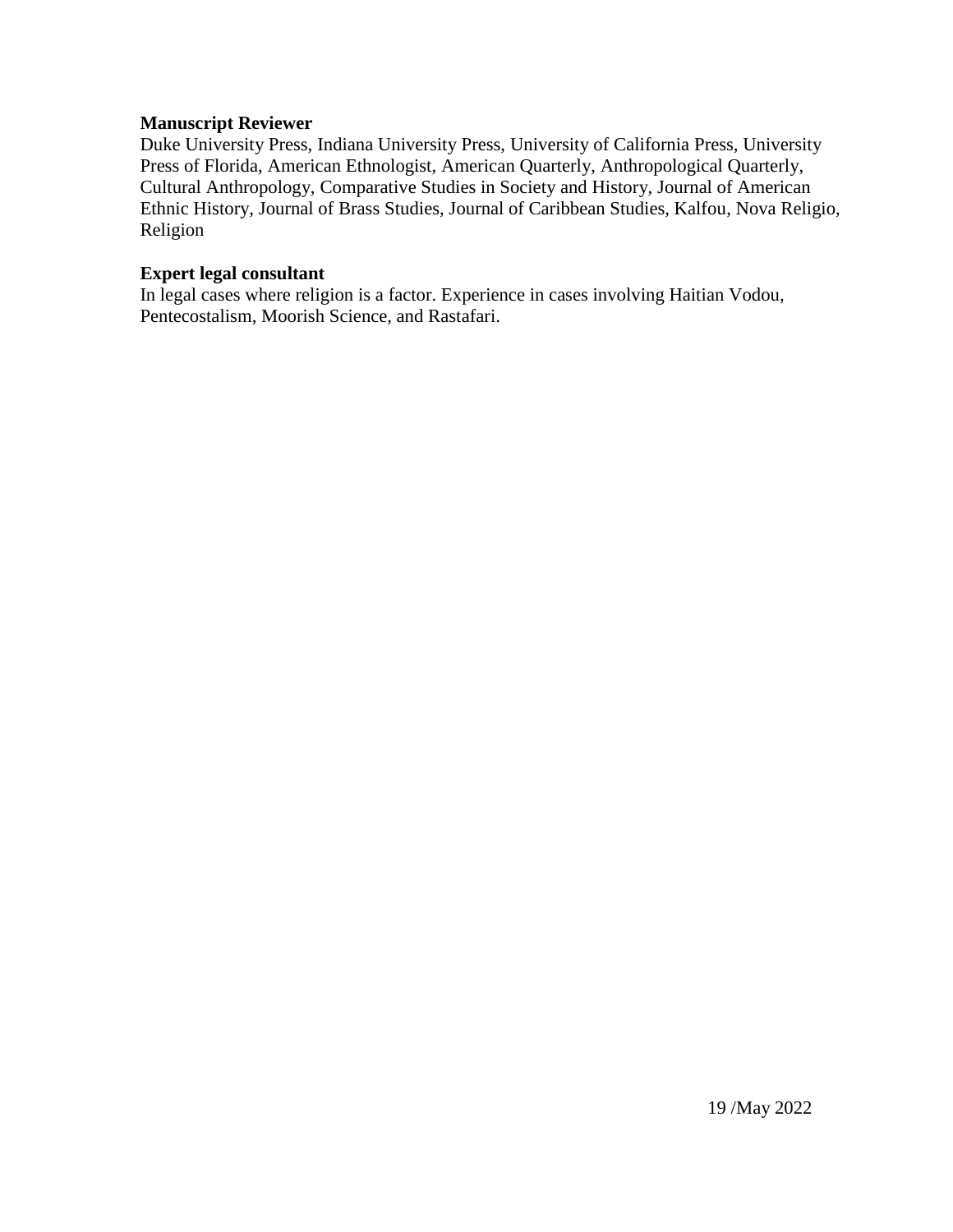**Manuscript Reviewer**
Duke University Press, Indiana University Press, University of California Press, University Press of Florida, American Ethnologist, American Quarterly, Anthropological Quarterly, Cultural Anthropology, Comparative Studies in Society and History, Journal of American Ethnic History, Journal of Brass Studies, Journal of Caribbean Studies, Kalfou, Nova Religio, Religion

**Expert legal consultant**
In legal cases where religion is a factor. Experience in cases involving Haitian Vodou, Pentecostalism, Moorish Science, and Rastafari.

19 /May 2022